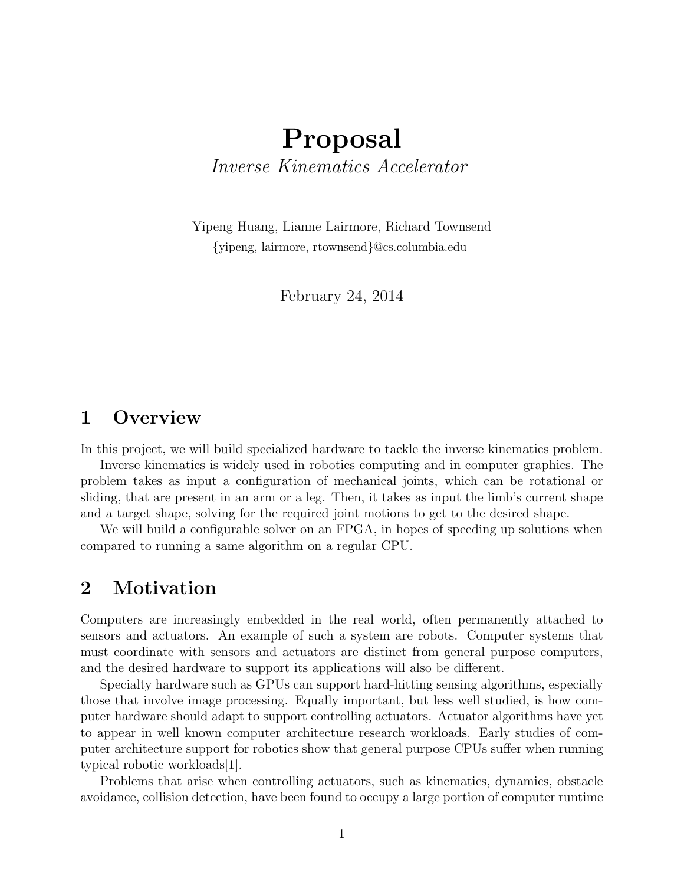# Proposal

*Inverse Kinematics Accelerator*

Yipeng Huang, Lianne Lairmore, Richard Townsend
{yipeng, lairmore, rtownsend}@cs.columbia.edu

February 24, 2014

## 1 Overview

In this project, we will build specialized hardware to tackle the inverse kinematics problem.

Inverse kinematics is widely used in robotics computing and in computer graphics. The problem takes as input a configuration of mechanical joints, which can be rotational or sliding, that are present in an arm or a leg. Then, it takes as input the limb's current shape and a target shape, solving for the required joint motions to get to the desired shape.

We will build a configurable solver on an FPGA, in hopes of speeding up solutions when compared to running a same algorithm on a regular CPU.

## 2 Motivation

Computers are increasingly embedded in the real world, often permanently attached to sensors and actuators. An example of such a system are robots. Computer systems that must coordinate with sensors and actuators are distinct from general purpose computers, and the desired hardware to support its applications will also be different.

Specialty hardware such as GPUs can support hard-hitting sensing algorithms, especially those that involve image processing. Equally important, but less well studied, is how computer hardware should adapt to support controlling actuators. Actuator algorithms have yet to appear in well known computer architecture research workloads. Early studies of computer architecture support for robotics show that general purpose CPUs suffer when running typical robotic workloads[1].

Problems that arise when controlling actuators, such as kinematics, dynamics, obstacle avoidance, collision detection, have been found to occupy a large portion of computer runtime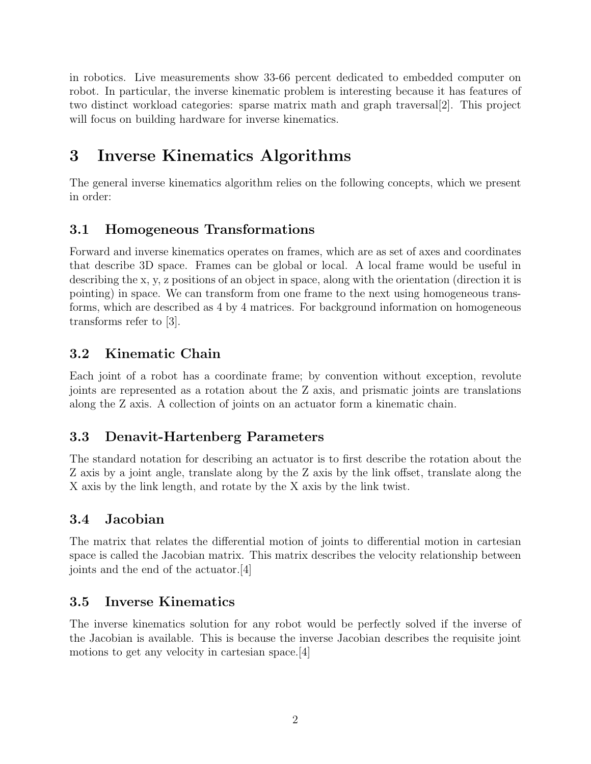in robotics. Live measurements show 33-66 percent dedicated to embedded computer on robot. In particular, the inverse kinematic problem is interesting because it has features of two distinct workload categories: sparse matrix math and graph traversal[2]. This project will focus on building hardware for inverse kinematics.

# 3 Inverse Kinematics Algorithms

The general inverse kinematics algorithm relies on the following concepts, which we present in order:

## 3.1 Homogeneous Transformations

Forward and inverse kinematics operates on frames, which are as set of axes and coordinates that describe 3D space. Frames can be global or local. A local frame would be useful in describing the x, y, z positions of an object in space, along with the orientation (direction it is pointing) in space. We can transform from one frame to the next using homogeneous transforms, which are described as 4 by 4 matrices. For background information on homogeneous transforms refer to [3].

## 3.2 Kinematic Chain

Each joint of a robot has a coordinate frame; by convention without exception, revolute joints are represented as a rotation about the Z axis, and prismatic joints are translations along the Z axis. A collection of joints on an actuator form a kinematic chain.

## 3.3 Denavit-Hartenberg Parameters

The standard notation for describing an actuator is to first describe the rotation about the Z axis by a joint angle, translate along by the Z axis by the link offset, translate along the X axis by the link length, and rotate by the X axis by the link twist.

## 3.4 Jacobian

The matrix that relates the differential motion of joints to differential motion in cartesian space is called the Jacobian matrix. This matrix describes the velocity relationship between joints and the end of the actuator.[4]

## 3.5 Inverse Kinematics

The inverse kinematics solution for any robot would be perfectly solved if the inverse of the Jacobian is available. This is because the inverse Jacobian describes the requisite joint motions to get any velocity in cartesian space.[4]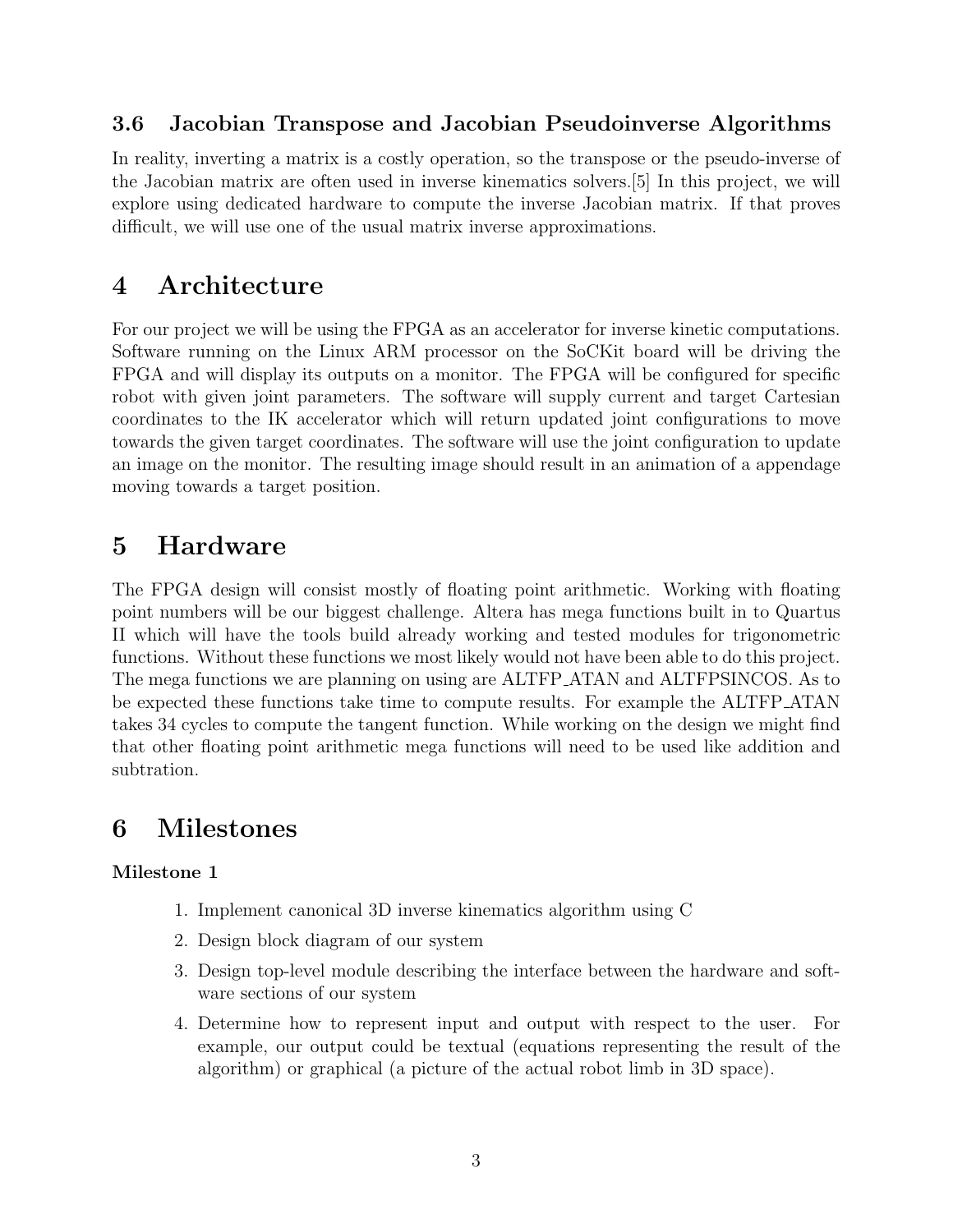### 3.6 Jacobian Transpose and Jacobian Pseudoinverse Algorithms

In reality, inverting a matrix is a costly operation, so the transpose or the pseudo-inverse of the Jacobian matrix are often used in inverse kinematics solvers.[5] In this project, we will explore using dedicated hardware to compute the inverse Jacobian matrix. If that proves difficult, we will use one of the usual matrix inverse approximations.

# 4 Architecture

For our project we will be using the FPGA as an accelerator for inverse kinetic computations. Software running on the Linux ARM processor on the SoCKit board will be driving the FPGA and will display its outputs on a monitor. The FPGA will be configured for specific robot with given joint parameters. The software will supply current and target Cartesian coordinates to the IK accelerator which will return updated joint configurations to move towards the given target coordinates. The software will use the joint configuration to update an image on the monitor. The resulting image should result in an animation of a appendage moving towards a target position.

# 5 Hardware

The FPGA design will consist mostly of floating point arithmetic. Working with floating point numbers will be our biggest challenge. Altera has mega functions built in to Quartus II which will have the tools build already working and tested modules for trigonometric functions. Without these functions we most likely would not have been able to do this project. The mega functions we are planning on using are ALTFP_ATAN and ALTFPSINCOS. As to be expected these functions take time to compute results. For example the ALTFP_ATAN takes 34 cycles to compute the tangent function. While working on the design we might find that other floating point arithmetic mega functions will need to be used like addition and subtration.

# 6 Milestones

**Milestone 1**

1. Implement canonical 3D inverse kinematics algorithm using C
2. Design block diagram of our system
3. Design top-level module describing the interface between the hardware and software sections of our system
4. Determine how to represent input and output with respect to the user. For example, our output could be textual (equations representing the result of the algorithm) or graphical (a picture of the actual robot limb in 3D space).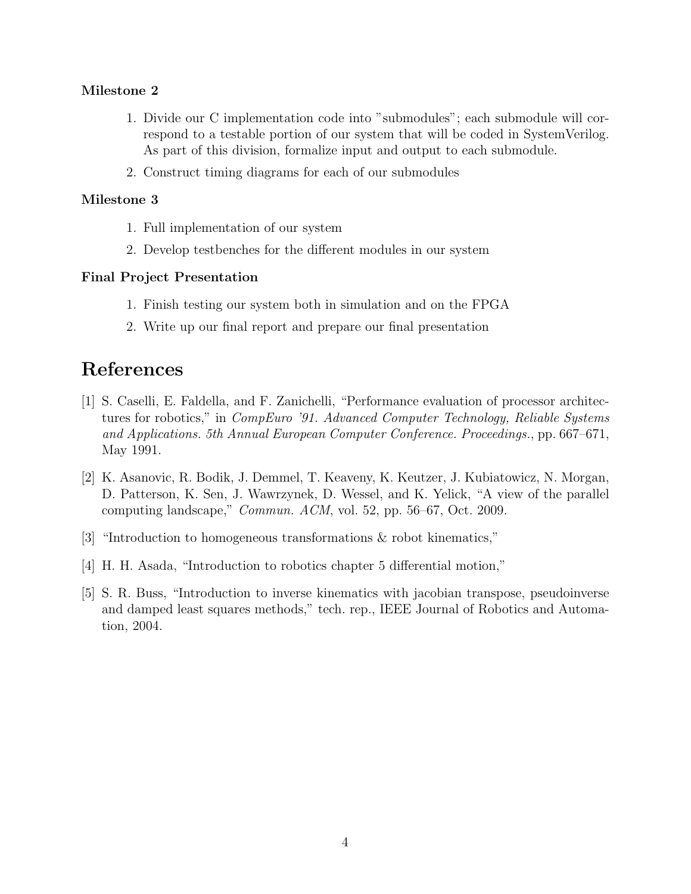**Milestone 2**

1. Divide our C implementation code into "submodules"; each submodule will correspond to a testable portion of our system that will be coded in SystemVerilog. As part of this division, formalize input and output to each submodule.
2. Construct timing diagrams for each of our submodules

**Milestone 3**

1. Full implementation of our system
2. Develop testbenches for the different modules in our system

**Final Project Presentation**

1. Finish testing our system both in simulation and on the FPGA
2. Write up our final report and prepare our final presentation

# References

[1] S. Caselli, E. Faldella, and F. Zanichelli, "Performance evaluation of processor architectures for robotics," in *CompEuro '91. Advanced Computer Technology, Reliable Systems and Applications. 5th Annual European Computer Conference. Proceedings.*, pp. 667–671, May 1991.

[2] K. Asanovic, R. Bodik, J. Demmel, T. Keaveny, K. Keutzer, J. Kubiatowicz, N. Morgan, D. Patterson, K. Sen, J. Wawrzynek, D. Wessel, and K. Yelick, "A view of the parallel computing landscape," *Commun. ACM*, vol. 52, pp. 56–67, Oct. 2009.

[3] "Introduction to homogeneous transformations & robot kinematics,"

[4] H. H. Asada, "Introduction to robotics chapter 5 differential motion,"

[5] S. R. Buss, "Introduction to inverse kinematics with jacobian transpose, pseudoinverse and damped least squares methods," tech. rep., IEEE Journal of Robotics and Automation, 2004.